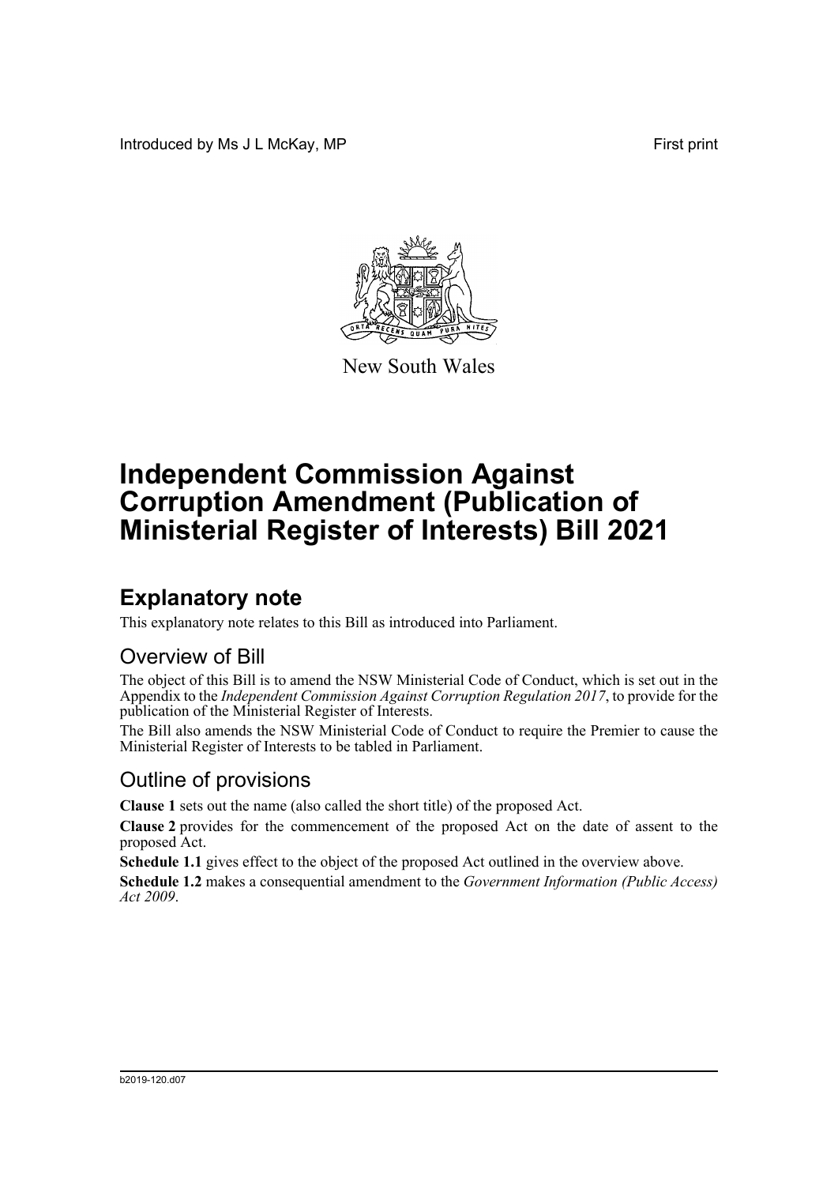Introduced by Ms J L McKay, MP

First print

New South Wales

# Independent Commission Against Corruption Amendment (Publication of Ministerial Register of Interests) Bill 2021

## Explanatory note

This explanatory note relates to this Bill as introduced into Parliament.

### Overview of Bill

The object of this Bill is to amend the NSW Ministerial Code of Conduct, which is set out in the Appendix to the *Independent Commission Against Corruption Regulation 2017*, to provide for the publication of the Ministerial Register of Interests.

The Bill also amends the NSW Ministerial Code of Conduct to require the Premier to cause the Ministerial Register of Interests to be tabled in Parliament.

### Outline of provisions

**Clause 1** sets out the name (also called the short title) of the proposed Act.

**Clause 2** provides for the commencement of the proposed Act on the date of assent to the proposed Act.

**Schedule 1.1** gives effect to the object of the proposed Act outlined in the overview above.

**Schedule 1.2** makes a consequential amendment to the *Government Information (Public Access) Act 2009*.

b2019-120.d07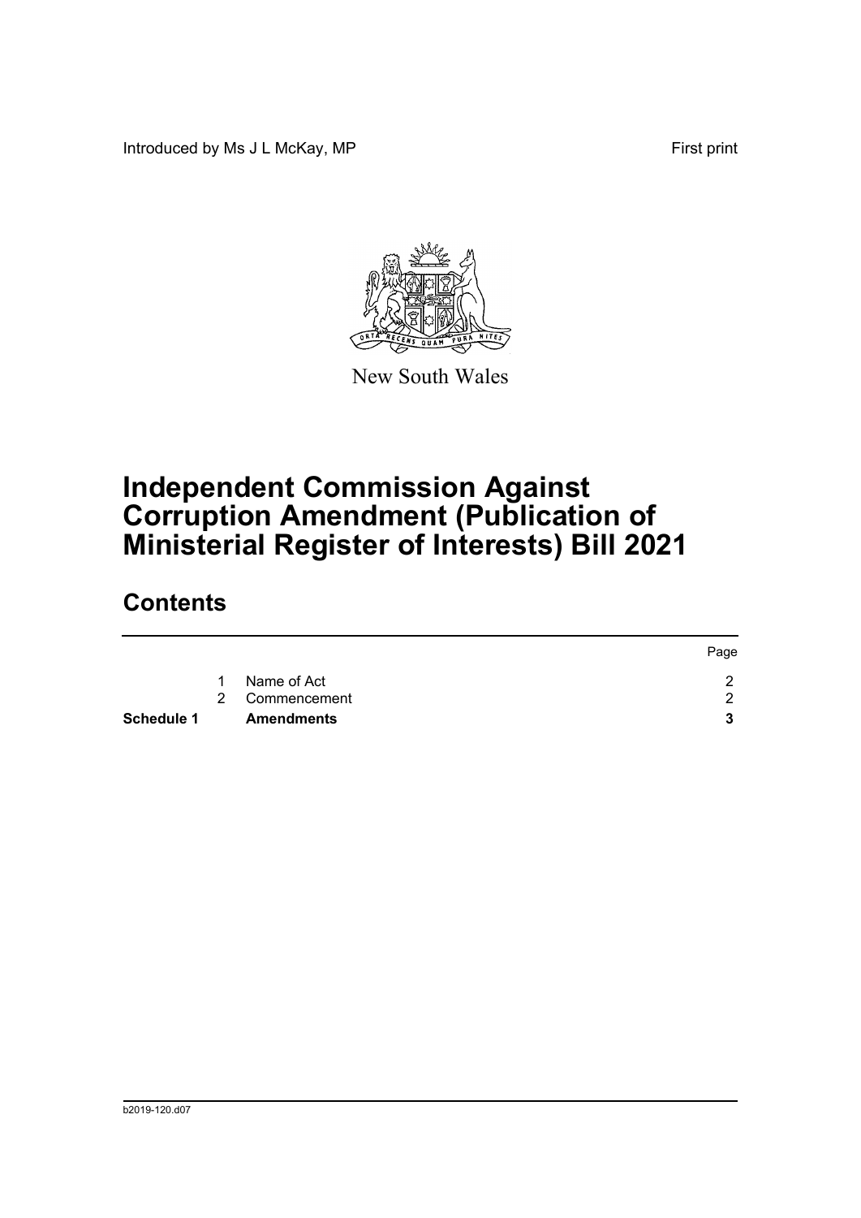Introduced by Ms J L McKay, MP

First print

New South Wales

# Independent Commission Against Corruption Amendment (Publication of Ministerial Register of Interests) Bill 2021

## Contents

| | | | Page |
|---|---|---|---|
| | 1 | Name of Act | 2 |
| | 2 | Commencement | 2 |
| **Schedule 1** | | **Amendments** | **3** |

b2019-120.d07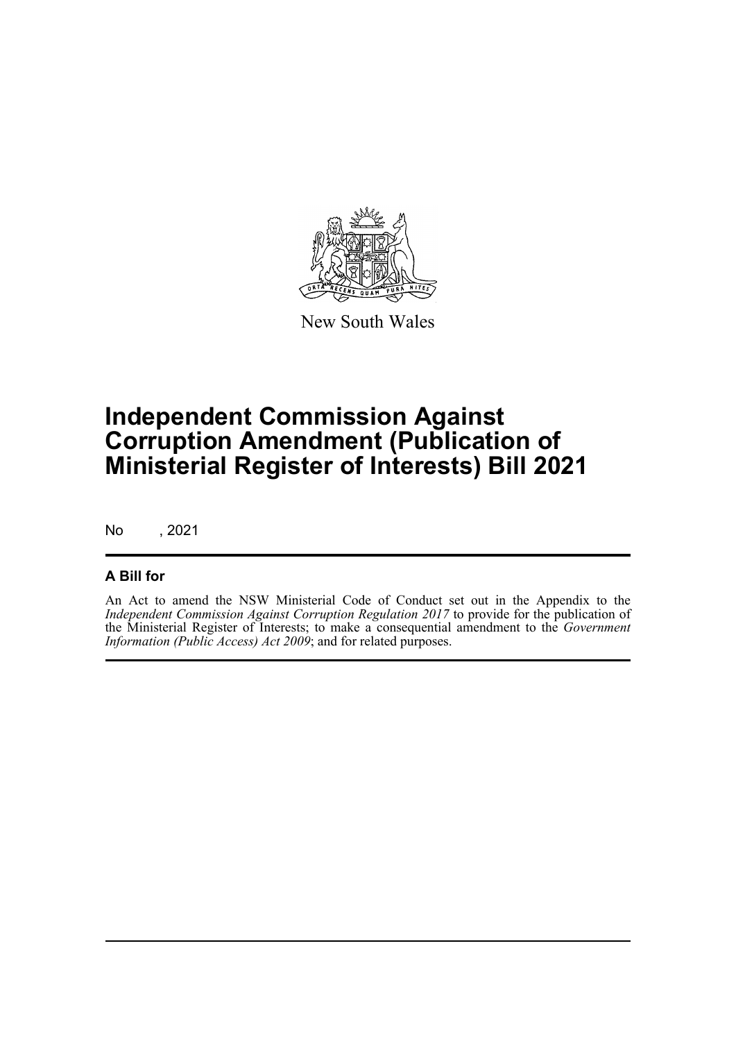New South Wales

# Independent Commission Against Corruption Amendment (Publication of Ministerial Register of Interests) Bill 2021

No , 2021

## A Bill for

An Act to amend the NSW Ministerial Code of Conduct set out in the Appendix to the *Independent Commission Against Corruption Regulation 2017* to provide for the publication of the Ministerial Register of Interests; to make a consequential amendment to the *Government Information (Public Access) Act 2009*; and for related purposes.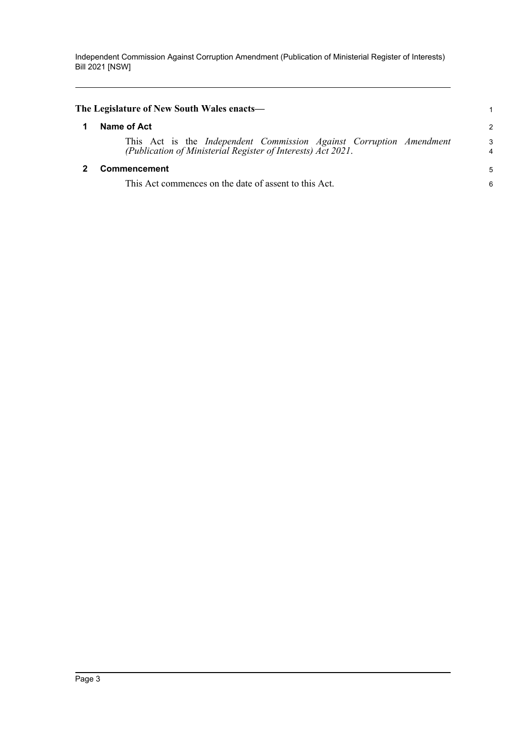**The Legislature of New South Wales enacts—**

## 1 Name of Act

This Act is the *Independent Commission Against Corruption Amendment (Publication of Ministerial Register of Interests) Act 2021*.

## 2 Commencement

This Act commences on the date of assent to this Act.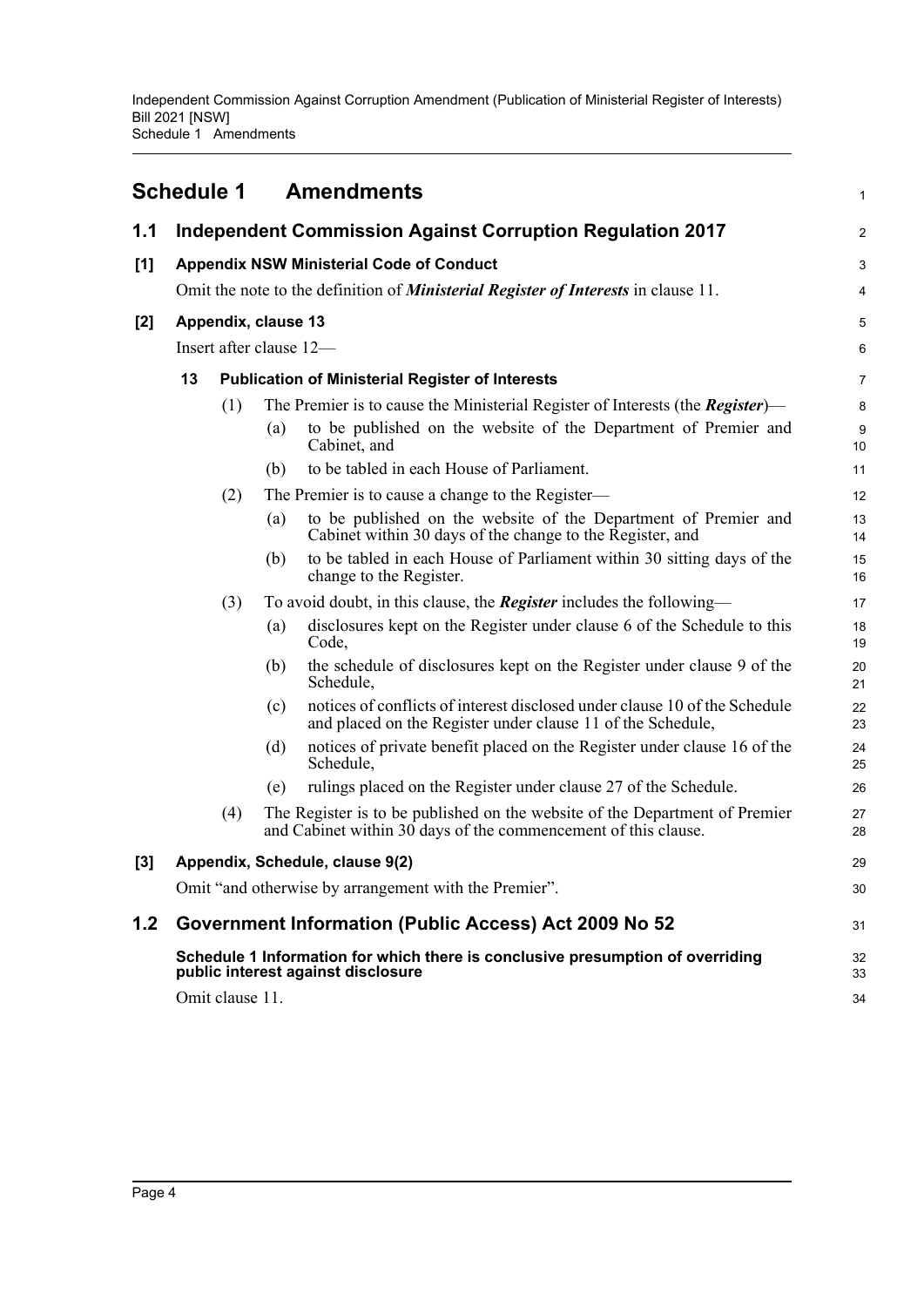# Schedule 1 Amendments

## 1.1 Independent Commission Against Corruption Regulation 2017

### [1] Appendix NSW Ministerial Code of Conduct

Omit the note to the definition of ***Ministerial Register of Interests*** in clause 11.

### [2] Appendix, clause 13

Insert after clause 12—

**13 Publication of Ministerial Register of Interests**

(1) The Premier is to cause the Ministerial Register of Interests (the ***Register***)—

(a) to be published on the website of the Department of Premier and Cabinet, and

(b) to be tabled in each House of Parliament.

(2) The Premier is to cause a change to the Register—

(a) to be published on the website of the Department of Premier and Cabinet within 30 days of the change to the Register, and

(b) to be tabled in each House of Parliament within 30 sitting days of the change to the Register.

(3) To avoid doubt, in this clause, the ***Register*** includes the following—

(a) disclosures kept on the Register under clause 6 of the Schedule to this Code,

(b) the schedule of disclosures kept on the Register under clause 9 of the Schedule,

(c) notices of conflicts of interest disclosed under clause 10 of the Schedule and placed on the Register under clause 11 of the Schedule,

(d) notices of private benefit placed on the Register under clause 16 of the Schedule,

(e) rulings placed on the Register under clause 27 of the Schedule.

(4) The Register is to be published on the website of the Department of Premier and Cabinet within 30 days of the commencement of this clause.

### [3] Appendix, Schedule, clause 9(2)

Omit "and otherwise by arrangement with the Premier".

## 1.2 Government Information (Public Access) Act 2009 No 52

**Schedule 1 Information for which there is conclusive presumption of overriding public interest against disclosure**

Omit clause 11.